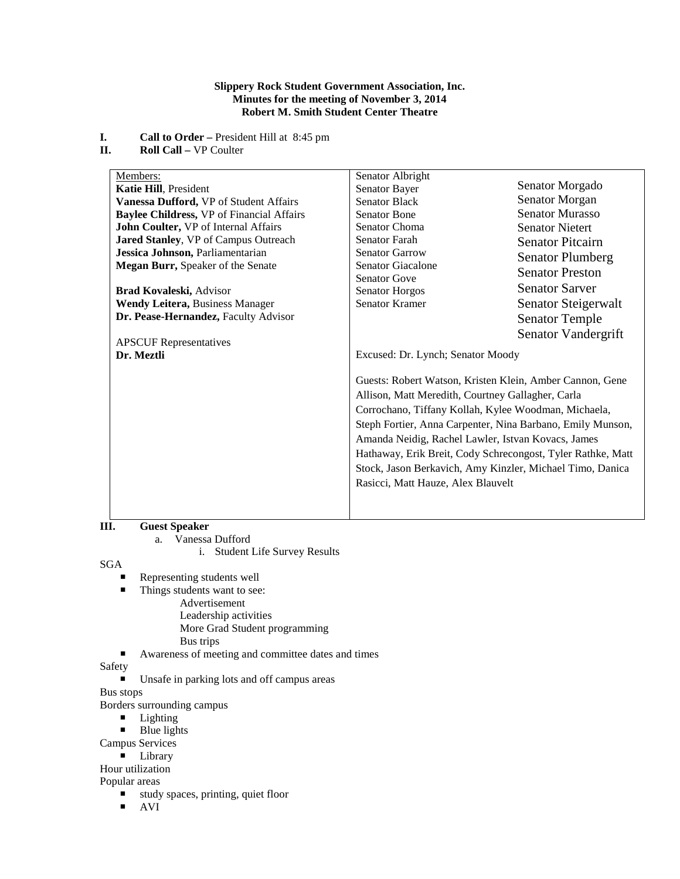**Slippery Rock Student Government Association, Inc.**
**Minutes for the meeting of November 3, 2014**
**Robert M. Smith Student Center Theatre**

**I. Call to Order –** President Hill at 8:45 pm

**II. Roll Call –** VP Coulter

| Members: | | |
|---|---|---|
| **Katie Hill**, President | Senator Albright | Senator Morgado |
| **Vanessa Dufford,** VP of Student Affairs | Senator Bayer | Senator Morgan |
| **Baylee Childress,** VP of Financial Affairs | Senator Black | Senator Murasso |
| **John Coulter,** VP of Internal Affairs | Senator Bone | Senator Nietert |
| **Jared Stanley**, VP of Campus Outreach | Senator Choma | Senator Pitcairn |
| **Jessica Johnson,** Parliamentarian | Senator Farah | Senator Plumberg |
| **Megan Burr,** Speaker of the Senate | Senator Garrow | Senator Preston |
| | Senator Giacalone | Senator Sarver |
| **Brad Kovaleski,** Advisor | Senator Gove | Senator Steigerwalt |
| **Wendy Leitera,** Business Manager | Senator Horgos | Senator Temple |
| **Dr. Pease-Hernandez,** Faculty Advisor | Senator Kramer | Senator Vandergrift |
| APSCUF Representatives | | |
| **Dr. Meztli** | Excused: Dr. Lynch; Senator Moody | |

Guests: Robert Watson, Kristen Klein, Amber Cannon, Gene Allison, Matt Meredith, Courtney Gallagher, Carla Corrochano, Tiffany Kollah, Kylee Woodman, Michaela, Steph Fortier, Anna Carpenter, Nina Barbano, Emily Munson, Amanda Neidig, Rachel Lawler, Istvan Kovacs, James Hathaway, Erik Breit, Cody Schrecongost, Tyler Rathke, Matt Stock, Jason Berkavich, Amy Kinzler, Michael Timo, Danica Rasicci, Matt Hauze, Alex Blauvelt

**III. Guest Speaker**

a. Vanessa Dufford
   i. Student Life Survey Results

SGA

- Representing students well
- Things students want to see:
  - Advertisement
  - Leadership activities
  - More Grad Student programming
  - Bus trips
- Awareness of meeting and committee dates and times

Safety

- Unsafe in parking lots and off campus areas

Bus stops

Borders surrounding campus

- Lighting
- Blue lights

Campus Services

- Library

Hour utilization

Popular areas

- study spaces, printing, quiet floor
- AVI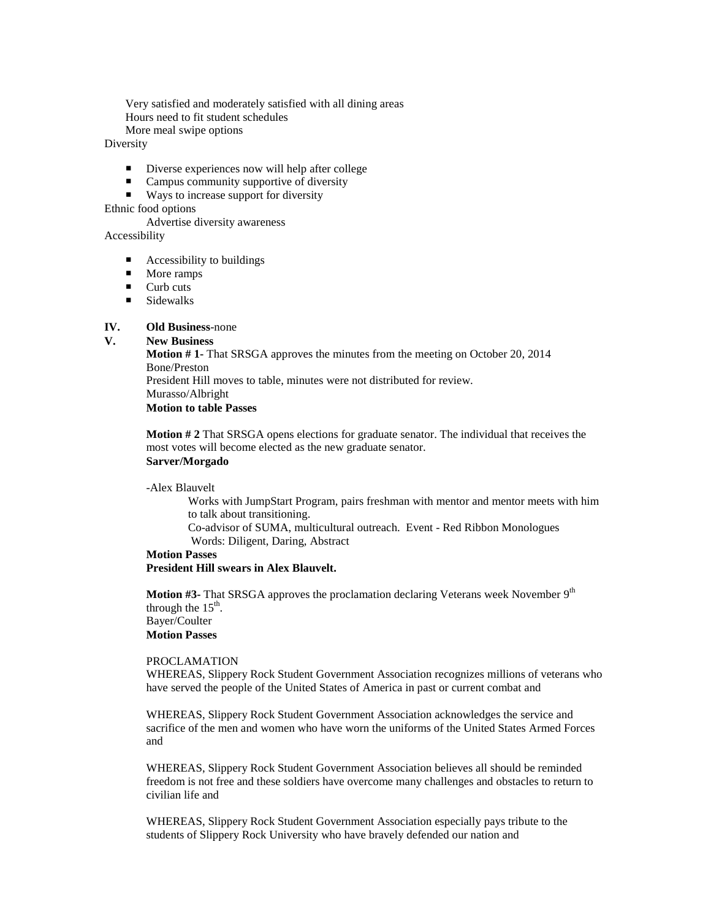Very satisfied and moderately satisfied with all dining areas
Hours need to fit student schedules
More meal swipe options

Diversity

- Diverse experiences now will help after college
- Campus community supportive of diversity
- Ways to increase support for diversity

Ethnic food options

Advertise diversity awareness

Accessibility

- Accessibility to buildings
- More ramps
- Curb cuts
- Sidewalks

**IV. Old Business**-none

**V. New Business**

**Motion # 1**- That SRSGA approves the minutes from the meeting on October 20, 2014
Bone/Preston
President Hill moves to table, minutes were not distributed for review.
Murasso/Albright
**Motion to table Passes**

**Motion # 2** That SRSGA opens elections for graduate senator. The individual that receives the most votes will become elected as the new graduate senator.
**Sarver/Morgado**

-Alex Blauvelt

Works with JumpStart Program, pairs freshman with mentor and mentor meets with him to talk about transitioning.
Co-advisor of SUMA, multicultural outreach. Event - Red Ribbon Monologues
Words: Diligent, Daring, Abstract

**Motion Passes**
**President Hill swears in Alex Blauvelt.**

**Motion #3**- That SRSGA approves the proclamation declaring Veterans week November 9th through the 15th.
Bayer/Coulter
**Motion Passes**

PROCLAMATION
WHEREAS, Slippery Rock Student Government Association recognizes millions of veterans who have served the people of the United States of America in past or current combat and

WHEREAS, Slippery Rock Student Government Association acknowledges the service and sacrifice of the men and women who have worn the uniforms of the United States Armed Forces and

WHEREAS, Slippery Rock Student Government Association believes all should be reminded freedom is not free and these soldiers have overcome many challenges and obstacles to return to civilian life and

WHEREAS, Slippery Rock Student Government Association especially pays tribute to the students of Slippery Rock University who have bravely defended our nation and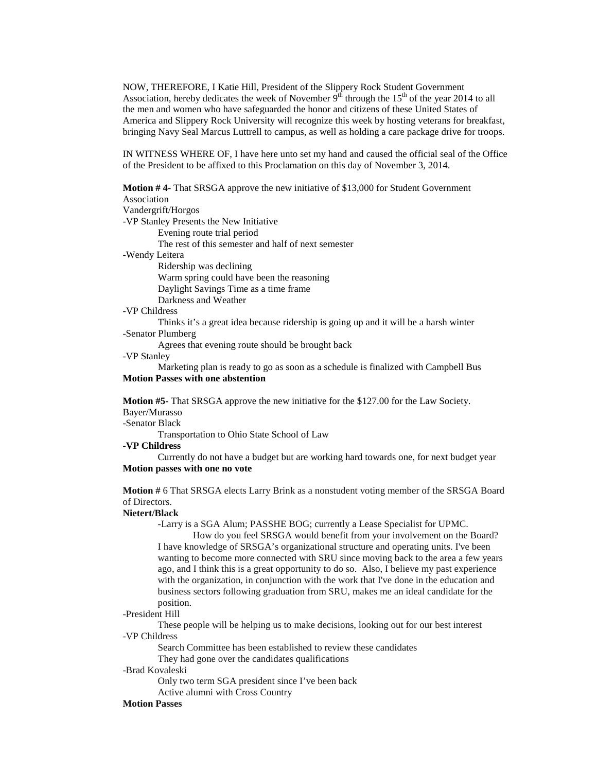NOW, THEREFORE, I Katie Hill, President of the Slippery Rock Student Government Association, hereby dedicates the week of November 9th through the 15th of the year 2014 to all the men and women who have safeguarded the honor and citizens of these United States of America and Slippery Rock University will recognize this week by hosting veterans for breakfast, bringing Navy Seal Marcus Luttrell to campus, as well as holding a care package drive for troops.

IN WITNESS WHERE OF, I have here unto set my hand and caused the official seal of the Office of the President to be affixed to this Proclamation on this day of November 3, 2014.

**Motion # 4-** That SRSGA approve the new initiative of $13,000 for Student Government Association

Vandergrift/Horgos

-VP Stanley Presents the New Initiative

    Evening route trial period

    The rest of this semester and half of next semester

-Wendy Leitera

    Ridership was declining

    Warm spring could have been the reasoning

    Daylight Savings Time as a time frame

    Darkness and Weather

-VP Childress

    Thinks it's a great idea because ridership is going up and it will be a harsh winter

-Senator Plumberg

    Agrees that evening route should be brought back

-VP Stanley

    Marketing plan is ready to go as soon as a schedule is finalized with Campbell Bus

**Motion Passes with one abstention**

**Motion #5-** That SRSGA approve the new initiative for the $127.00 for the Law Society.

Bayer/Murasso

-Senator Black

    Transportation to Ohio State School of Law

**-VP Childress**

    Currently do not have a budget but are working hard towards one, for next budget year

**Motion passes with one no vote**

**Motion #** 6 That SRSGA elects Larry Brink as a nonstudent voting member of the SRSGA Board of Directors.

**Nietert/Black**

    -Larry is a SGA Alum; PASSHE BOG; currently a Lease Specialist for UPMC.

        How do you feel SRSGA would benefit from your involvement on the Board?

    I have knowledge of SRSGA's organizational structure and operating units. I've been wanting to become more connected with SRU since moving back to the area a few years ago, and I think this is a great opportunity to do so. Also, I believe my past experience with the organization, in conjunction with the work that I've done in the education and business sectors following graduation from SRU, makes me an ideal candidate for the position.

-President Hill

    These people will be helping us to make decisions, looking out for our best interest

-VP Childress

    Search Committee has been established to review these candidates

    They had gone over the candidates qualifications

-Brad Kovaleski

    Only two term SGA president since I've been back

    Active alumni with Cross Country

**Motion Passes**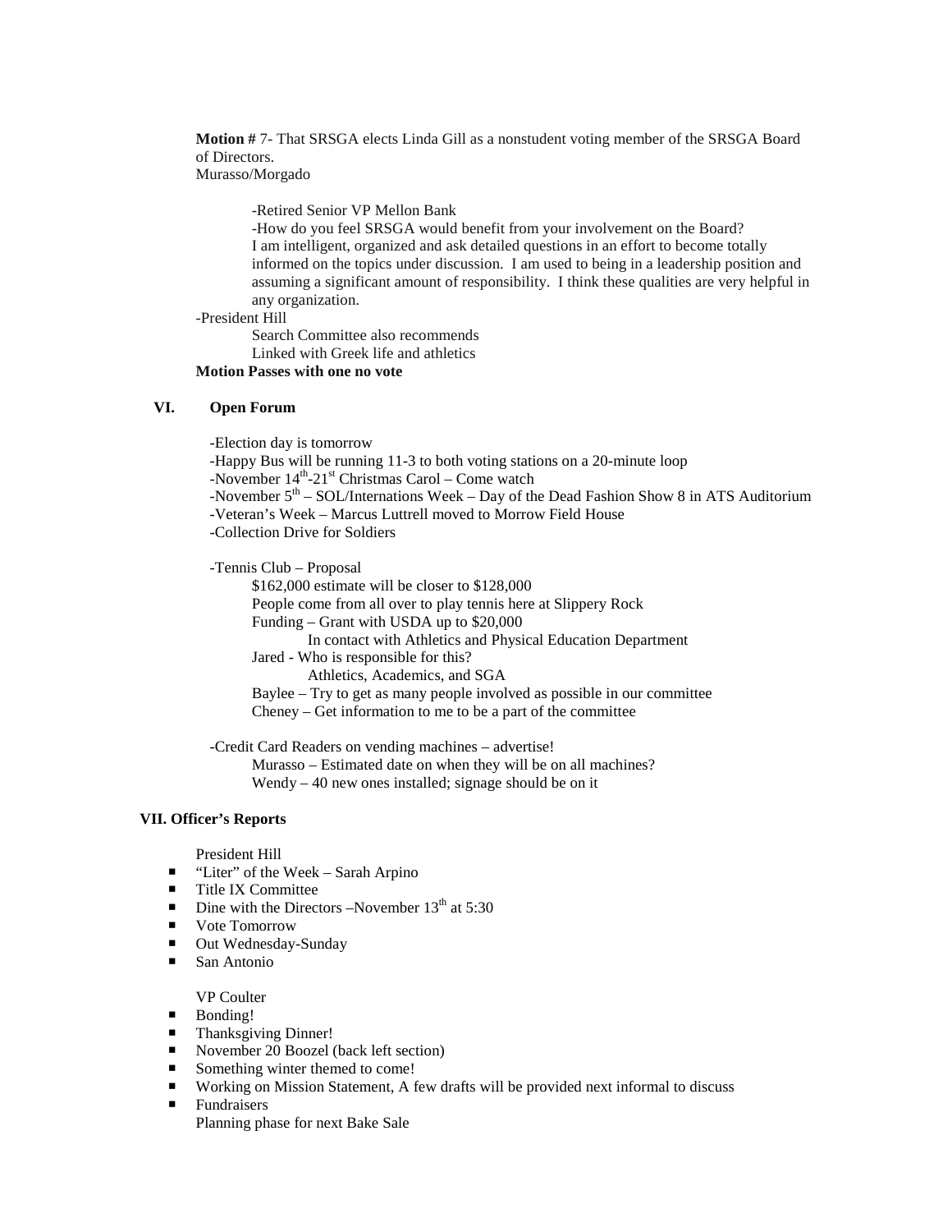**Motion #** 7- That SRSGA elects Linda Gill as a nonstudent voting member of the SRSGA Board of Directors.
Murasso/Morgado

- Retired Senior VP Mellon Bank
- How do you feel SRSGA would benefit from your involvement on the Board?
  I am intelligent, organized and ask detailed questions in an effort to become totally informed on the topics under discussion. I am used to being in a leadership position and assuming a significant amount of responsibility. I think these qualities are very helpful in any organization.

-President Hill

  Search Committee also recommends
  Linked with Greek life and athletics

**Motion Passes with one no vote**

## VI. Open Forum

-Election day is tomorrow
-Happy Bus will be running 11-3 to both voting stations on a 20-minute loop
-November 14th-21st Christmas Carol – Come watch
-November 5th – SOL/Internations Week – Day of the Dead Fashion Show 8 in ATS Auditorium
-Veteran's Week – Marcus Luttrell moved to Morrow Field House
-Collection Drive for Soldiers

-Tennis Club – Proposal

  $162,000 estimate will be closer to $128,000
  People come from all over to play tennis here at Slippery Rock
  Funding – Grant with USDA up to $20,000
    In contact with Athletics and Physical Education Department
  Jared - Who is responsible for this?
    Athletics, Academics, and SGA
  Baylee – Try to get as many people involved as possible in our committee
  Cheney – Get information to me to be a part of the committee

-Credit Card Readers on vending machines – advertise!

  Murasso – Estimated date on when they will be on all machines?
  Wendy – 40 new ones installed; signage should be on it

## VII. Officer's Reports

President Hill

- "Liter" of the Week – Sarah Arpino
- Title IX Committee
- Dine with the Directors –November 13th at 5:30
- Vote Tomorrow
- Out Wednesday-Sunday
- San Antonio

VP Coulter

- Bonding!
- Thanksgiving Dinner!
- November 20 Boozel (back left section)
- Something winter themed to come!
- Working on Mission Statement, A few drafts will be provided next informal to discuss
- Fundraisers
  Planning phase for next Bake Sale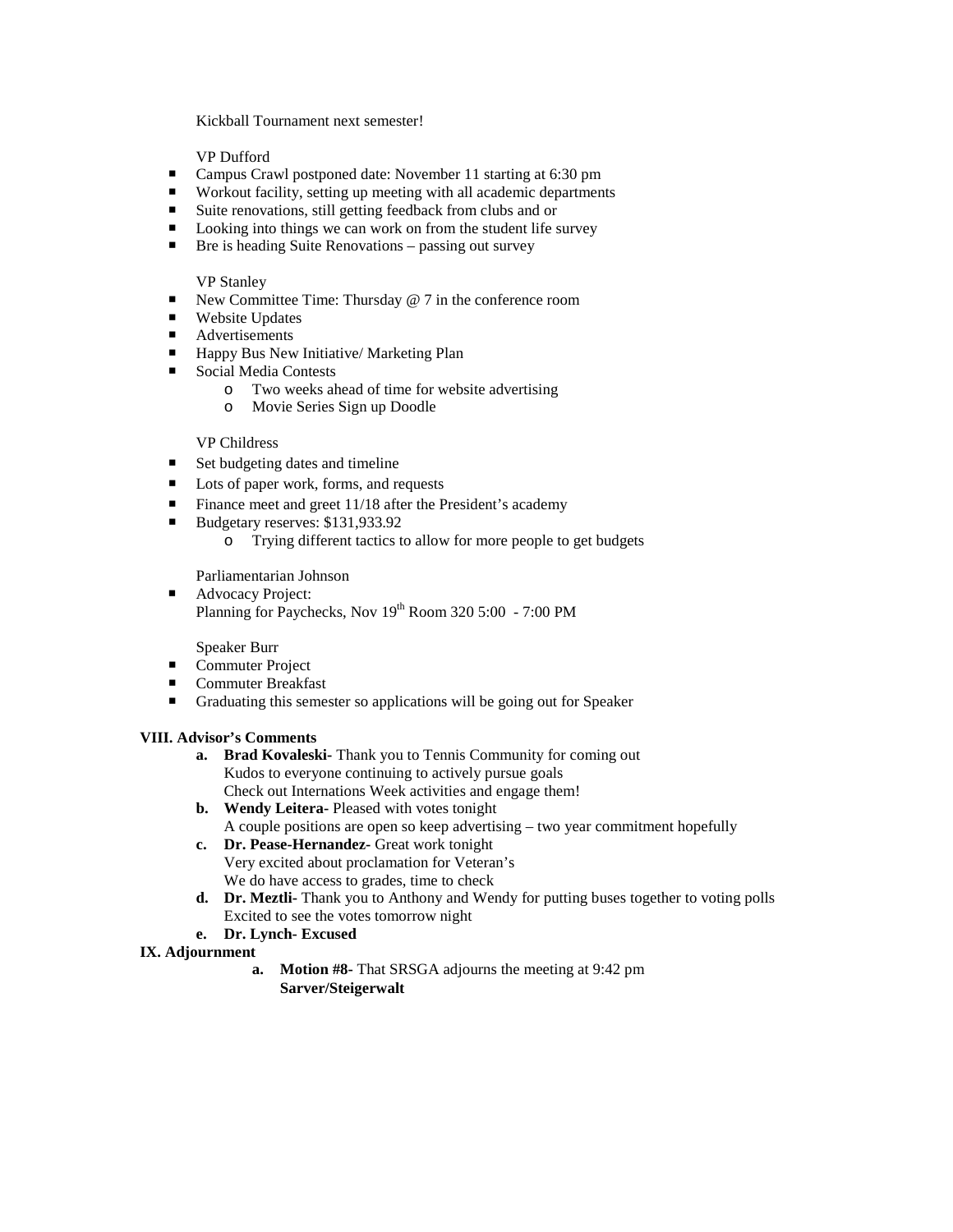Kickball Tournament next semester!

VP Dufford

- Campus Crawl postponed date: November 11 starting at 6:30 pm
- Workout facility, setting up meeting with all academic departments
- Suite renovations, still getting feedback from clubs and or
- Looking into things we can work on from the student life survey
- Bre is heading Suite Renovations – passing out survey

VP Stanley

- New Committee Time: Thursday @ 7 in the conference room
- Website Updates
- Advertisements
- Happy Bus New Initiative/ Marketing Plan
- Social Media Contests
  - Two weeks ahead of time for website advertising
  - Movie Series Sign up Doodle

VP Childress

- Set budgeting dates and timeline
- Lots of paper work, forms, and requests
- Finance meet and greet 11/18 after the President's academy
- Budgetary reserves: $131,933.92
  - Trying different tactics to allow for more people to get budgets

Parliamentarian Johnson

- Advocacy Project:
  Planning for Paychecks, Nov 19th Room 320 5:00 - 7:00 PM

Speaker Burr

- Commuter Project
- Commuter Breakfast
- Graduating this semester so applications will be going out for Speaker

**VIII. Advisor's Comments**

a. **Brad Kovaleski-** Thank you to Tennis Community for coming out
   Kudos to everyone continuing to actively pursue goals
   Check out Internations Week activities and engage them!
b. **Wendy Leitera-** Pleased with votes tonight
   A couple positions are open so keep advertising – two year commitment hopefully
c. **Dr. Pease-Hernandez-** Great work tonight
   Very excited about proclamation for Veteran's
   We do have access to grades, time to check
d. **Dr. Meztli-** Thank you to Anthony and Wendy for putting buses together to voting polls
   Excited to see the votes tomorrow night
e. **Dr. Lynch- Excused**

**IX. Adjournment**

a. **Motion #8-** That SRSGA adjourns the meeting at 9:42 pm
   **Sarver/Steigerwalt**